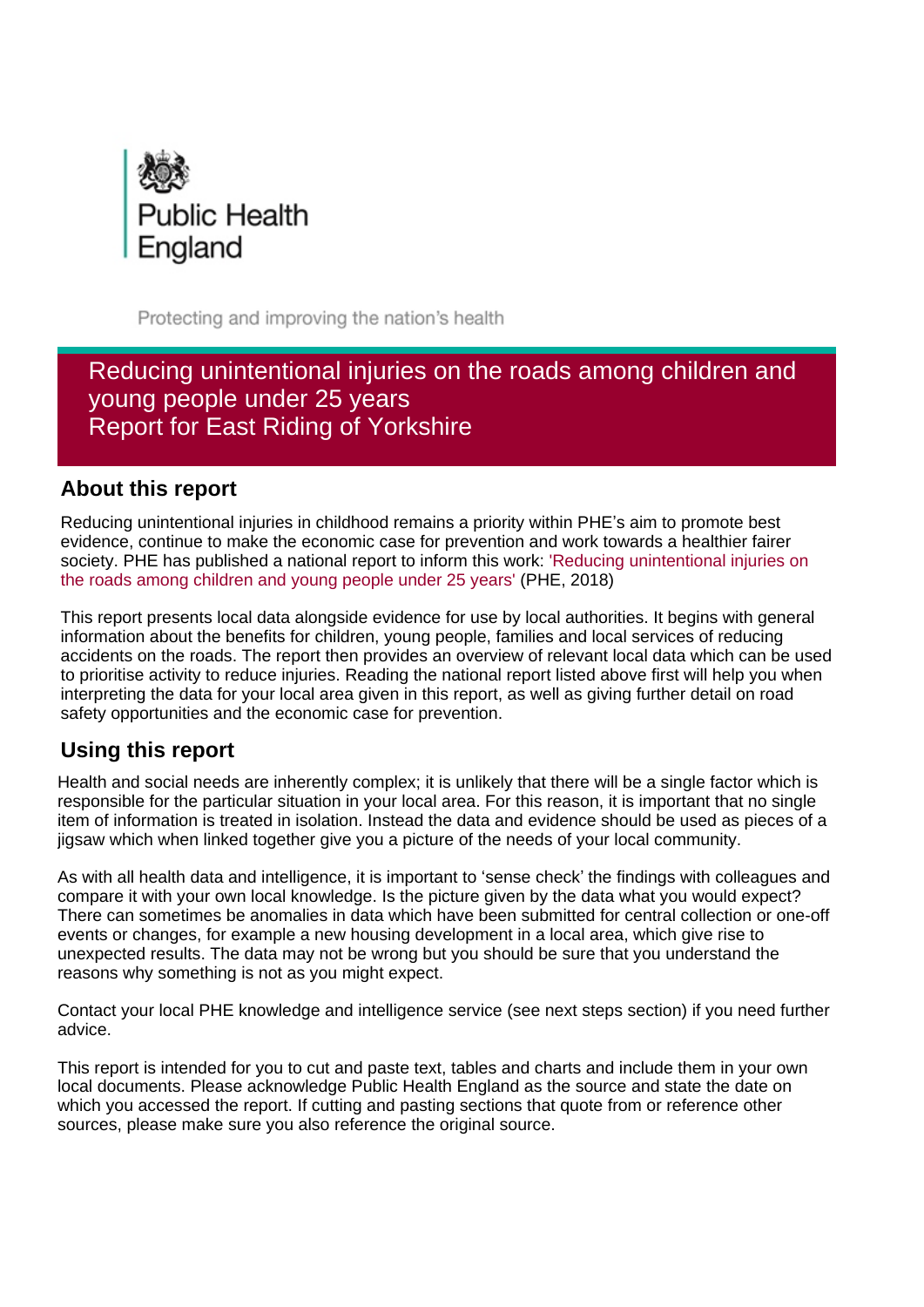Public Health England

Protecting and improving the nation's health

# Reducing unintentional injuries on the roads among children and young people under 25 years
# Report for East Riding of Yorkshire

## About this report

Reducing unintentional injuries in childhood remains a priority within PHE's aim to promote best evidence, continue to make the economic case for prevention and work towards a healthier fairer society. PHE has published a national report to inform this work: 'Reducing unintentional injuries on the roads among children and young people under 25 years' (PHE, 2018)

This report presents local data alongside evidence for use by local authorities. It begins with general information about the benefits for children, young people, families and local services of reducing accidents on the roads. The report then provides an overview of relevant local data which can be used to prioritise activity to reduce injuries. Reading the national report listed above first will help you when interpreting the data for your local area given in this report, as well as giving further detail on road safety opportunities and the economic case for prevention.

## Using this report

Health and social needs are inherently complex; it is unlikely that there will be a single factor which is responsible for the particular situation in your local area. For this reason, it is important that no single item of information is treated in isolation. Instead the data and evidence should be used as pieces of a jigsaw which when linked together give you a picture of the needs of your local community.

As with all health data and intelligence, it is important to 'sense check' the findings with colleagues and compare it with your own local knowledge. Is the picture given by the data what you would expect? There can sometimes be anomalies in data which have been submitted for central collection or one-off events or changes, for example a new housing development in a local area, which give rise to unexpected results. The data may not be wrong but you should be sure that you understand the reasons why something is not as you might expect.

Contact your local PHE knowledge and intelligence service (see next steps section) if you need further advice.

This report is intended for you to cut and paste text, tables and charts and include them in your own local documents. Please acknowledge Public Health England as the source and state the date on which you accessed the report. If cutting and pasting sections that quote from or reference other sources, please make sure you also reference the original source.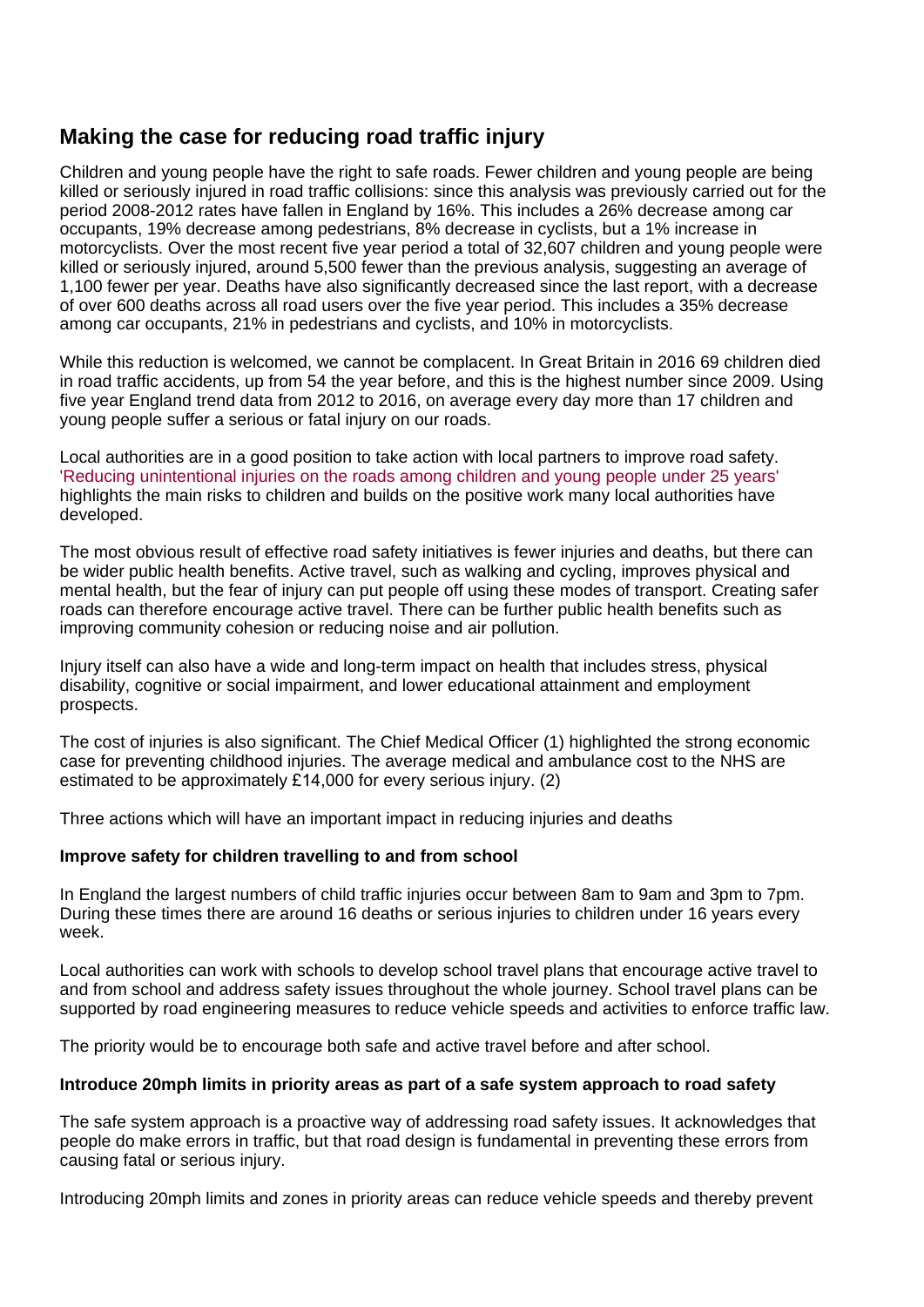## Making the case for reducing road traffic injury

Children and young people have the right to safe roads. Fewer children and young people are being killed or seriously injured in road traffic collisions: since this analysis was previously carried out for the period 2008-2012 rates have fallen in England by 16%. This includes a 26% decrease among car occupants, 19% decrease among pedestrians, 8% decrease in cyclists, but a 1% increase in motorcyclists. Over the most recent five year period a total of 32,607 children and young people were killed or seriously injured, around 5,500 fewer than the previous analysis, suggesting an average of 1,100 fewer per year. Deaths have also significantly decreased since the last report, with a decrease of over 600 deaths across all road users over the five year period. This includes a 35% decrease among car occupants, 21% in pedestrians and cyclists, and 10% in motorcyclists.

While this reduction is welcomed, we cannot be complacent. In Great Britain in 2016 69 children died in road traffic accidents, up from 54 the year before, and this is the highest number since 2009. Using five year England trend data from 2012 to 2016, on average every day more than 17 children and young people suffer a serious or fatal injury on our roads.

Local authorities are in a good position to take action with local partners to improve road safety. 'Reducing unintentional injuries on the roads among children and young people under 25 years' highlights the main risks to children and builds on the positive work many local authorities have developed.

The most obvious result of effective road safety initiatives is fewer injuries and deaths, but there can be wider public health benefits. Active travel, such as walking and cycling, improves physical and mental health, but the fear of injury can put people off using these modes of transport. Creating safer roads can therefore encourage active travel. There can be further public health benefits such as improving community cohesion or reducing noise and air pollution.

Injury itself can also have a wide and long-term impact on health that includes stress, physical disability, cognitive or social impairment, and lower educational attainment and employment prospects.

The cost of injuries is also significant. The Chief Medical Officer (1) highlighted the strong economic case for preventing childhood injuries. The average medical and ambulance cost to the NHS are estimated to be approximately £14,000 for every serious injury. (2)

Three actions which will have an important impact in reducing injuries and deaths

**Improve safety for children travelling to and from school**

In England the largest numbers of child traffic injuries occur between 8am to 9am and 3pm to 7pm. During these times there are around 16 deaths or serious injuries to children under 16 years every week.

Local authorities can work with schools to develop school travel plans that encourage active travel to and from school and address safety issues throughout the whole journey. School travel plans can be supported by road engineering measures to reduce vehicle speeds and activities to enforce traffic law.

The priority would be to encourage both safe and active travel before and after school.

**Introduce 20mph limits in priority areas as part of a safe system approach to road safety**

The safe system approach is a proactive way of addressing road safety issues. It acknowledges that people do make errors in traffic, but that road design is fundamental in preventing these errors from causing fatal or serious injury.

Introducing 20mph limits and zones in priority areas can reduce vehicle speeds and thereby prevent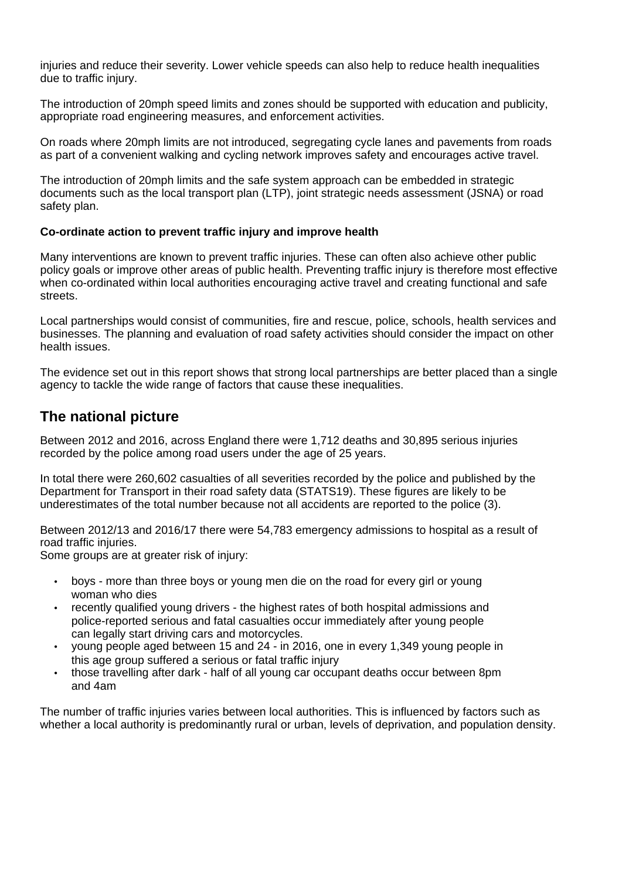injuries and reduce their severity. Lower vehicle speeds can also help to reduce health inequalities due to traffic injury.

The introduction of 20mph speed limits and zones should be supported with education and publicity, appropriate road engineering measures, and enforcement activities.

On roads where 20mph limits are not introduced, segregating cycle lanes and pavements from roads as part of a convenient walking and cycling network improves safety and encourages active travel.

The introduction of 20mph limits and the safe system approach can be embedded in strategic documents such as the local transport plan (LTP), joint strategic needs assessment (JSNA) or road safety plan.

**Co-ordinate action to prevent traffic injury and improve health**

Many interventions are known to prevent traffic injuries. These can often also achieve other public policy goals or improve other areas of public health. Preventing traffic injury is therefore most effective when co-ordinated within local authorities encouraging active travel and creating functional and safe streets.

Local partnerships would consist of communities, fire and rescue, police, schools, health services and businesses. The planning and evaluation of road safety activities should consider the impact on other health issues.

The evidence set out in this report shows that strong local partnerships are better placed than a single agency to tackle the wide range of factors that cause these inequalities.

## The national picture

Between 2012 and 2016, across England there were 1,712 deaths and 30,895 serious injuries recorded by the police among road users under the age of 25 years.

In total there were 260,602 casualties of all severities recorded by the police and published by the Department for Transport in their road safety data (STATS19). These figures are likely to be underestimates of the total number because not all accidents are reported to the police (3).

Between 2012/13 and 2016/17 there were 54,783 emergency admissions to hospital as a result of road traffic injuries.
Some groups are at greater risk of injury:

- boys - more than three boys or young men die on the road for every girl or young woman who dies
- recently qualified young drivers - the highest rates of both hospital admissions and police-reported serious and fatal casualties occur immediately after young people can legally start driving cars and motorcycles.
- young people aged between 15 and 24 - in 2016, one in every 1,349 young people in this age group suffered a serious or fatal traffic injury
- those travelling after dark - half of all young car occupant deaths occur between 8pm and 4am

The number of traffic injuries varies between local authorities. This is influenced by factors such as whether a local authority is predominantly rural or urban, levels of deprivation, and population density.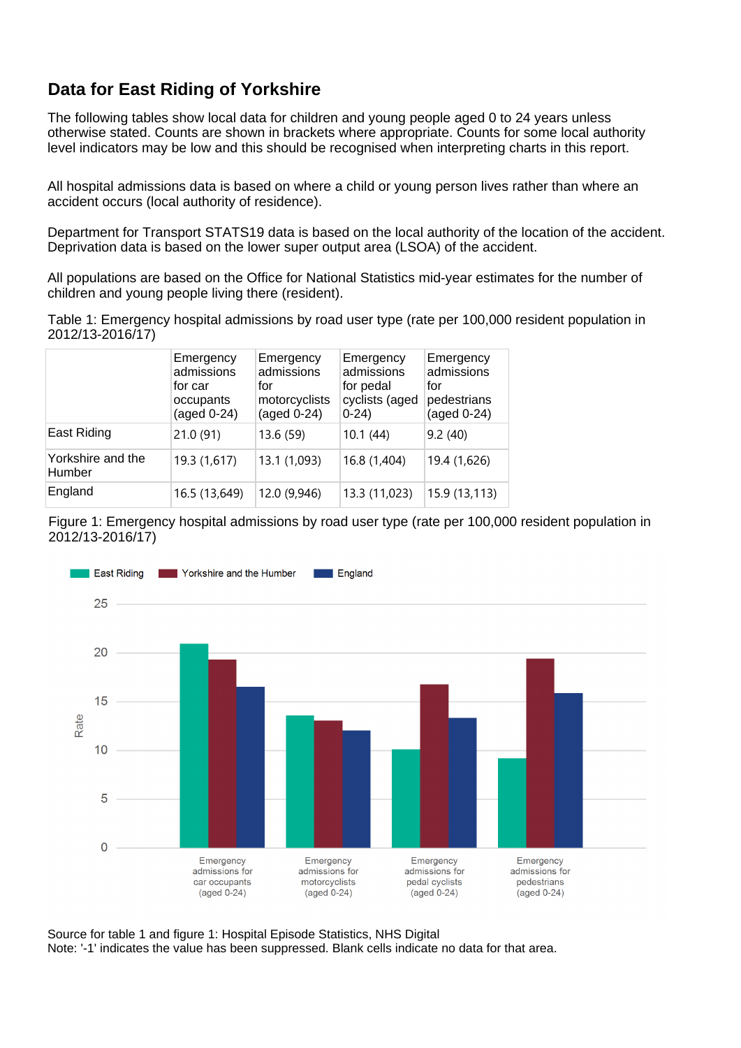## Data for East Riding of Yorkshire

The following tables show local data for children and young people aged 0 to 24 years unless otherwise stated. Counts are shown in brackets where appropriate. Counts for some local authority level indicators may be low and this should be recognised when interpreting charts in this report.

All hospital admissions data is based on where a child or young person lives rather than where an accident occurs (local authority of residence).

Department for Transport STATS19 data is based on the local authority of the location of the accident. Deprivation data is based on the lower super output area (LSOA) of the accident.

All populations are based on the Office for National Statistics mid-year estimates for the number of children and young people living there (resident).

Table 1: Emergency hospital admissions by road user type (rate per 100,000 resident population in 2012/13-2016/17)

| | Emergency admissions for car occupants (aged 0-24) | Emergency admissions for motorcyclists (aged 0-24) | Emergency admissions for pedal cyclists (aged 0-24) | Emergency admissions for pedestrians (aged 0-24) |
|---|---|---|---|---|
| East Riding | 21.0 (91) | 13.6 (59) | 10.1 (44) | 9.2 (40) |
| Yorkshire and the Humber | 19.3 (1,617) | 13.1 (1,093) | 16.8 (1,404) | 19.4 (1,626) |
| England | 16.5 (13,649) | 12.0 (9,946) | 13.3 (11,023) | 15.9 (13,113) |

Figure 1: Emergency hospital admissions by road user type (rate per 100,000 resident population in 2012/13-2016/17)

Source for table 1 and figure 1: Hospital Episode Statistics, NHS Digital
Note: '-1' indicates the value has been suppressed. Blank cells indicate no data for that area.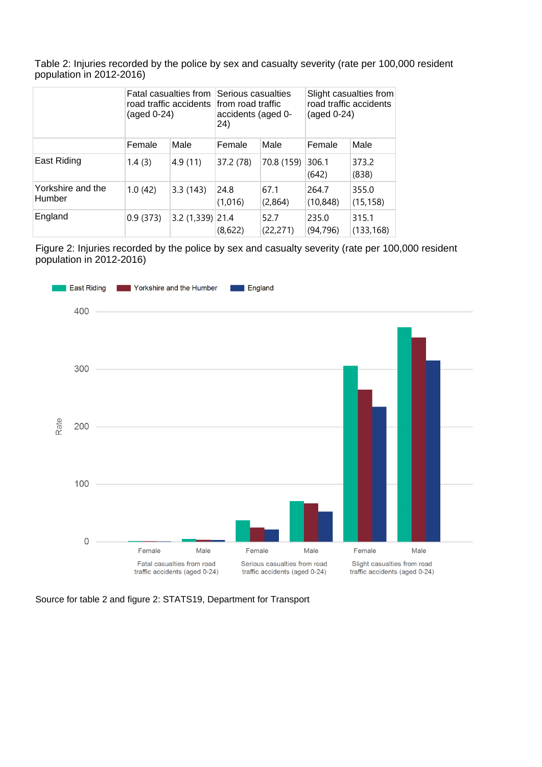Table 2: Injuries recorded by the police by sex and casualty severity (rate per 100,000 resident population in 2012-2016)

| | Fatal casualties from road traffic accidents (aged 0-24) | | Serious casualties from road traffic accidents (aged 0-24) | | Slight casualties from road traffic accidents (aged 0-24) | |
|---|---|---|---|---|---|---|
| | Female | Male | Female | Male | Female | Male |
| East Riding | 1.4 (3) | 4.9 (11) | 37.2 (78) | 70.8 (159) | 306.1 (642) | 373.2 (838) |
| Yorkshire and the Humber | 1.0 (42) | 3.3 (143) | 24.8 (1,016) | 67.1 (2,864) | 264.7 (10,848) | 355.0 (15,158) |
| England | 0.9 (373) | 3.2 (1,339) | 21.4 (8,622) | 52.7 (22,271) | 235.0 (94,796) | 315.1 (133,168) |

Figure 2: Injuries recorded by the police by sex and casualty severity (rate per 100,000 resident population in 2012-2016)

Source for table 2 and figure 2: STATS19, Department for Transport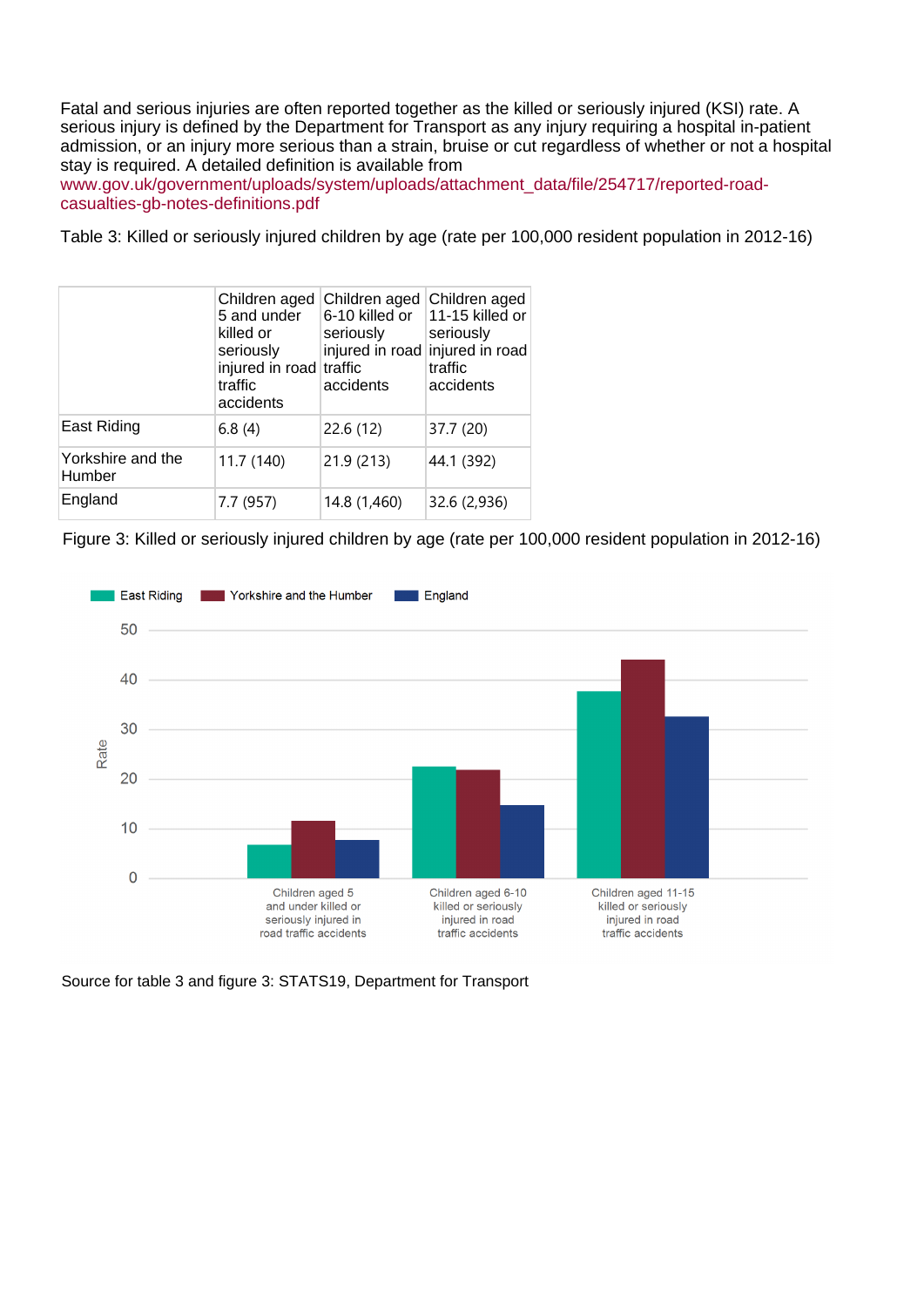Fatal and serious injuries are often reported together as the killed or seriously injured (KSI) rate. A serious injury is defined by the Department for Transport as any injury requiring a hospital in-patient admission, or an injury more serious than a strain, bruise or cut regardless of whether or not a hospital stay is required. A detailed definition is available from www.gov.uk/government/uploads/system/uploads/attachment_data/file/254717/reported-road-casualties-gb-notes-definitions.pdf

Table 3: Killed or seriously injured children by age (rate per 100,000 resident population in 2012-16)

| | Children aged 5 and under killed or seriously injured in road traffic accidents | Children aged 6-10 killed or seriously injured in road traffic accidents | Children aged 11-15 killed or seriously injured in road traffic accidents |
|---|---|---|---|
| East Riding | 6.8 (4) | 22.6 (12) | 37.7 (20) |
| Yorkshire and the Humber | 11.7 (140) | 21.9 (213) | 44.1 (392) |
| England | 7.7 (957) | 14.8 (1,460) | 32.6 (2,936) |

Figure 3: Killed or seriously injured children by age (rate per 100,000 resident population in 2012-16)

Source for table 3 and figure 3: STATS19, Department for Transport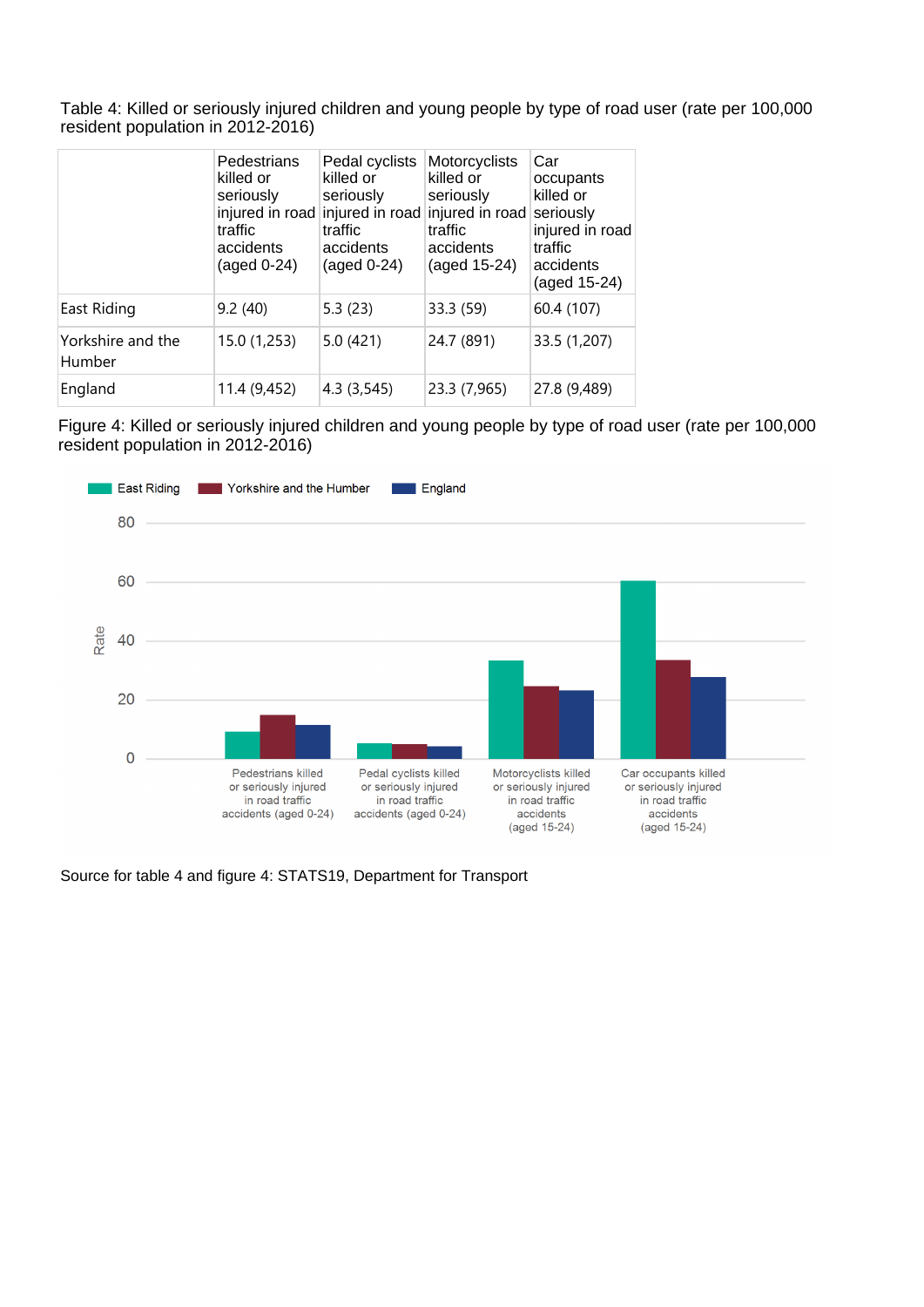Table 4: Killed or seriously injured children and young people by type of road user (rate per 100,000 resident population in 2012-2016)

| | Pedestrians killed or seriously injured in road traffic accidents (aged 0-24) | Pedal cyclists killed or seriously injured in road traffic accidents (aged 0-24) | Motorcyclists killed or seriously injured in road traffic accidents (aged 15-24) | Car occupants killed or seriously injured in road traffic accidents (aged 15-24) |
|---|---|---|---|---|
| East Riding | 9.2 (40) | 5.3 (23) | 33.3 (59) | 60.4 (107) |
| Yorkshire and the Humber | 15.0 (1,253) | 5.0 (421) | 24.7 (891) | 33.5 (1,207) |
| England | 11.4 (9,452) | 4.3 (3,545) | 23.3 (7,965) | 27.8 (9,489) |

Figure 4: Killed or seriously injured children and young people by type of road user (rate per 100,000 resident population in 2012-2016)

Source for table 4 and figure 4: STATS19, Department for Transport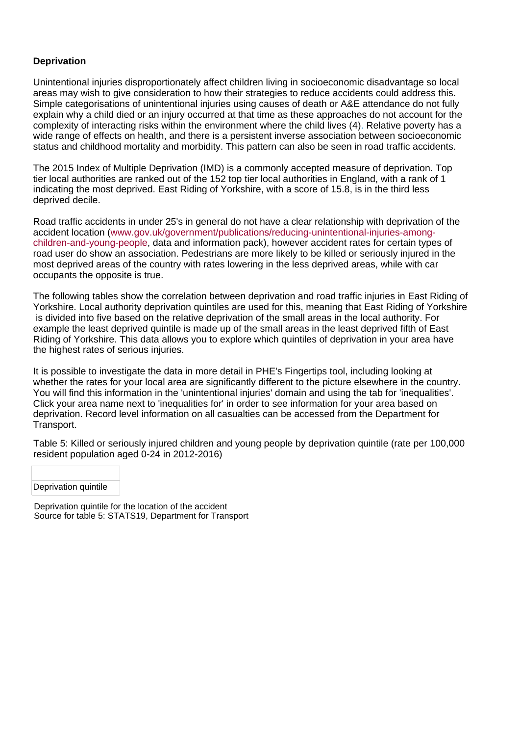**Deprivation**

Unintentional injuries disproportionately affect children living in socioeconomic disadvantage so local areas may wish to give consideration to how their strategies to reduce accidents could address this. Simple categorisations of unintentional injuries using causes of death or A&E attendance do not fully explain why a child died or an injury occurred at that time as these approaches do not account for the complexity of interacting risks within the environment where the child lives (4). Relative poverty has a wide range of effects on health, and there is a persistent inverse association between socioeconomic status and childhood mortality and morbidity. This pattern can also be seen in road traffic accidents.

The 2015 Index of Multiple Deprivation (IMD) is a commonly accepted measure of deprivation. Top tier local authorities are ranked out of the 152 top tier local authorities in England, with a rank of 1 indicating the most deprived. East Riding of Yorkshire, with a score of 15.8, is in the third less deprived decile.

Road traffic accidents in under 25's in general do not have a clear relationship with deprivation of the accident location (www.gov.uk/government/publications/reducing-unintentional-injuries-among-children-and-young-people, data and information pack), however accident rates for certain types of road user do show an association. Pedestrians are more likely to be killed or seriously injured in the most deprived areas of the country with rates lowering in the less deprived areas, while with car occupants the opposite is true.

The following tables show the correlation between deprivation and road traffic injuries in East Riding of Yorkshire. Local authority deprivation quintiles are used for this, meaning that East Riding of Yorkshire is divided into five based on the relative deprivation of the small areas in the local authority. For example the least deprived quintile is made up of the small areas in the least deprived fifth of East Riding of Yorkshire. This data allows you to explore which quintiles of deprivation in your area have the highest rates of serious injuries.

It is possible to investigate the data in more detail in PHE's Fingertips tool, including looking at whether the rates for your local area are significantly different to the picture elsewhere in the country. You will find this information in the 'unintentional injuries' domain and using the tab for 'inequalities'. Click your area name next to 'inequalities for' in order to see information for your area based on deprivation. Record level information on all casualties can be accessed from the Department for Transport.

Table 5: Killed or seriously injured children and young people by deprivation quintile (rate per 100,000 resident population aged 0-24 in 2012-2016)

| |
|---|
| Deprivation quintile |

Deprivation quintile for the location of the accident
Source for table 5: STATS19, Department for Transport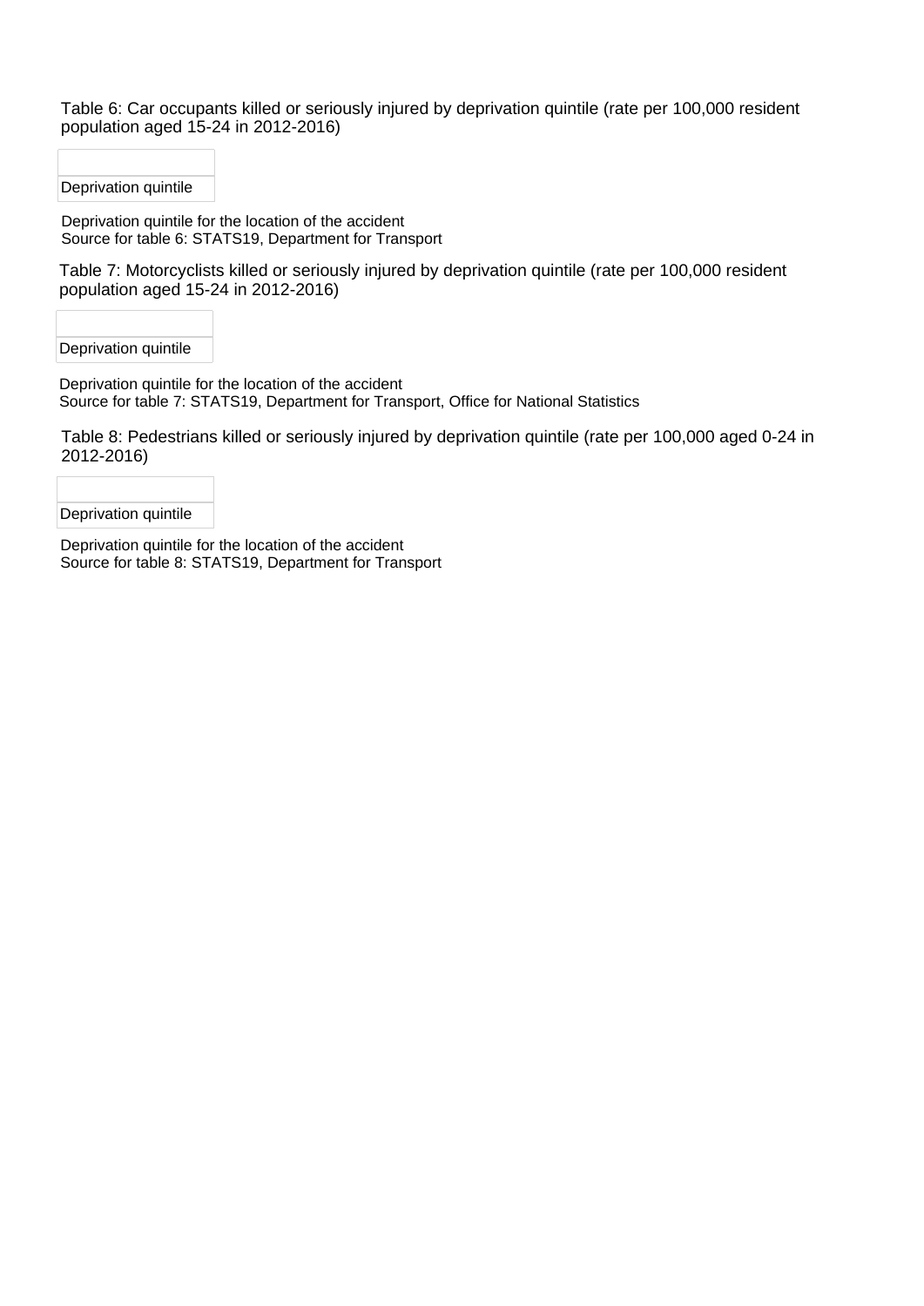Table 6: Car occupants killed or seriously injured by deprivation quintile (rate per 100,000 resident population aged 15-24 in 2012-2016)

| |
|---|
| Deprivation quintile |

Deprivation quintile for the location of the accident
Source for table 6: STATS19, Department for Transport

Table 7: Motorcyclists killed or seriously injured by deprivation quintile (rate per 100,000 resident population aged 15-24 in 2012-2016)

| |
|---|
| Deprivation quintile |

Deprivation quintile for the location of the accident
Source for table 7: STATS19, Department for Transport, Office for National Statistics

Table 8: Pedestrians killed or seriously injured by deprivation quintile (rate per 100,000 aged 0-24 in 2012-2016)

| |
|---|
| Deprivation quintile |

Deprivation quintile for the location of the accident
Source for table 8: STATS19, Department for Transport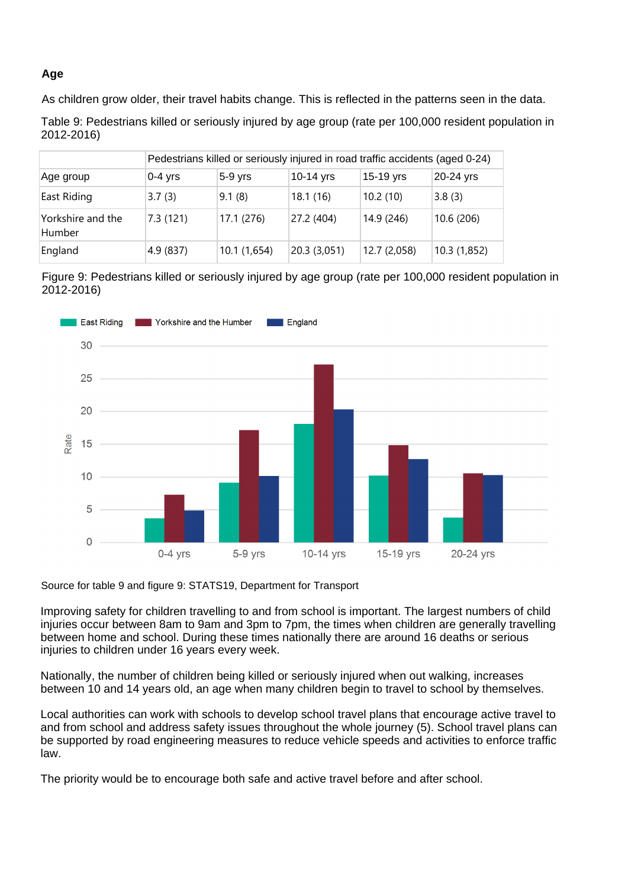**Age**

As children grow older, their travel habits change. This is reflected in the patterns seen in the data.

Table 9: Pedestrians killed or seriously injured by age group (rate per 100,000 resident population in 2012-2016)

| | Pedestrians killed or seriously injured in road traffic accidents (aged 0-24) | | | | |
|---|---|---|---|---|---|
| Age group | 0-4 yrs | 5-9 yrs | 10-14 yrs | 15-19 yrs | 20-24 yrs |
| East Riding | 3.7 (3) | 9.1 (8) | 18.1 (16) | 10.2 (10) | 3.8 (3) |
| Yorkshire and the Humber | 7.3 (121) | 17.1 (276) | 27.2 (404) | 14.9 (246) | 10.6 (206) |
| England | 4.9 (837) | 10.1 (1,654) | 20.3 (3,051) | 12.7 (2,058) | 10.3 (1,852) |

Figure 9: Pedestrians killed or seriously injured by age group (rate per 100,000 resident population in 2012-2016)

Source for table 9 and figure 9: STATS19, Department for Transport

Improving safety for children travelling to and from school is important. The largest numbers of child injuries occur between 8am to 9am and 3pm to 7pm, the times when children are generally travelling between home and school. During these times nationally there are around 16 deaths or serious injuries to children under 16 years every week.

Nationally, the number of children being killed or seriously injured when out walking, increases between 10 and 14 years old, an age when many children begin to travel to school by themselves.

Local authorities can work with schools to develop school travel plans that encourage active travel to and from school and address safety issues throughout the whole journey (5). School travel plans can be supported by road engineering measures to reduce vehicle speeds and activities to enforce traffic law.

The priority would be to encourage both safe and active travel before and after school.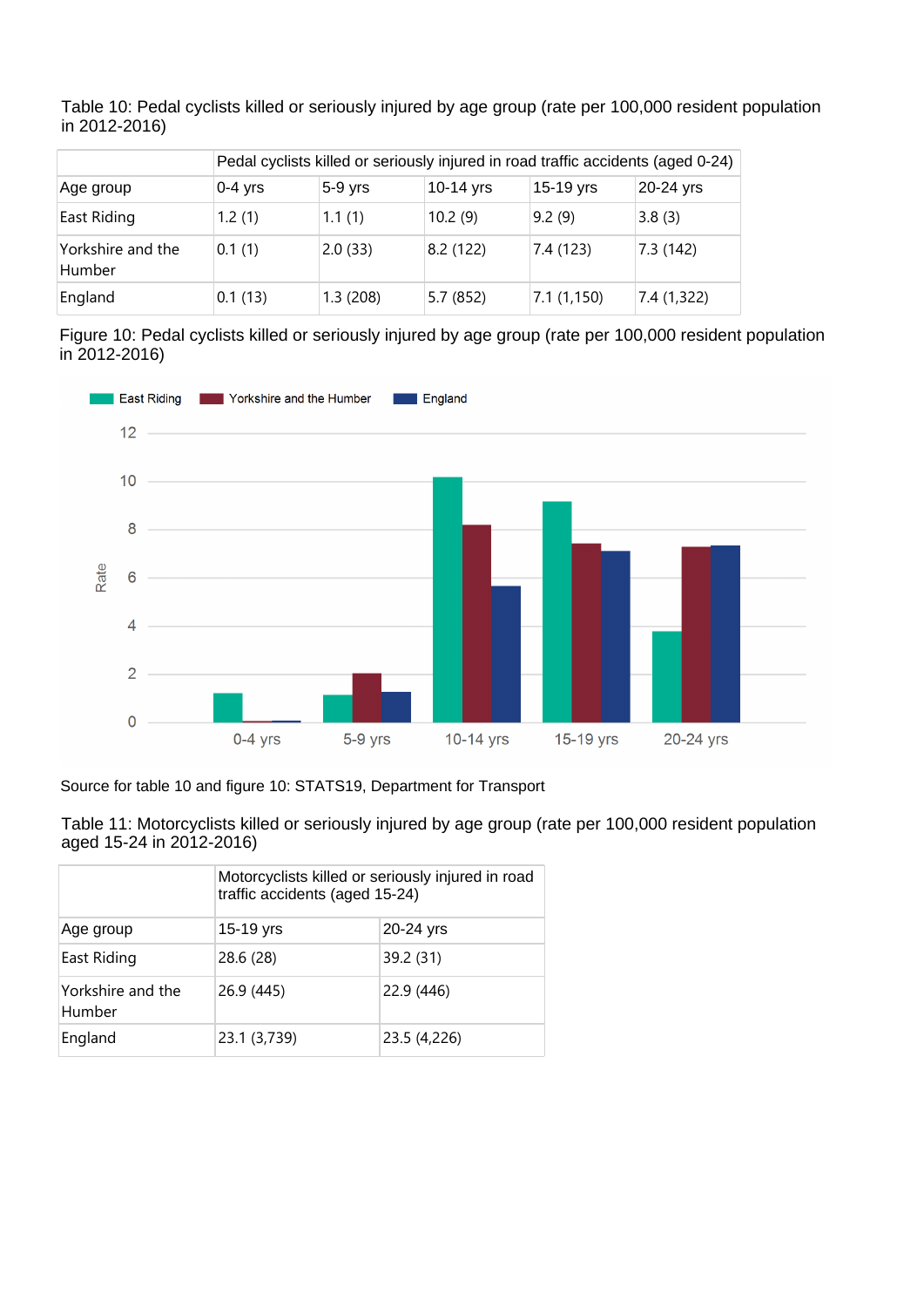Table 10: Pedal cyclists killed or seriously injured by age group (rate per 100,000 resident population in 2012-2016)

| | Pedal cyclists killed or seriously injured in road traffic accidents (aged 0-24) | | | | |
|---|---|---|---|---|---|
| Age group | 0-4 yrs | 5-9 yrs | 10-14 yrs | 15-19 yrs | 20-24 yrs |
| East Riding | 1.2 (1) | 1.1 (1) | 10.2 (9) | 9.2 (9) | 3.8 (3) |
| Yorkshire and the Humber | 0.1 (1) | 2.0 (33) | 8.2 (122) | 7.4 (123) | 7.3 (142) |
| England | 0.1 (13) | 1.3 (208) | 5.7 (852) | 7.1 (1,150) | 7.4 (1,322) |

Figure 10: Pedal cyclists killed or seriously injured by age group (rate per 100,000 resident population in 2012-2016)

Source for table 10 and figure 10: STATS19, Department for Transport

Table 11: Motorcyclists killed or seriously injured by age group (rate per 100,000 resident population aged 15-24 in 2012-2016)

| | Motorcyclists killed or seriously injured in road traffic accidents (aged 15-24) | |
|---|---|---|
| Age group | 15-19 yrs | 20-24 yrs |
| East Riding | 28.6 (28) | 39.2 (31) |
| Yorkshire and the Humber | 26.9 (445) | 22.9 (446) |
| England | 23.1 (3,739) | 23.5 (4,226) |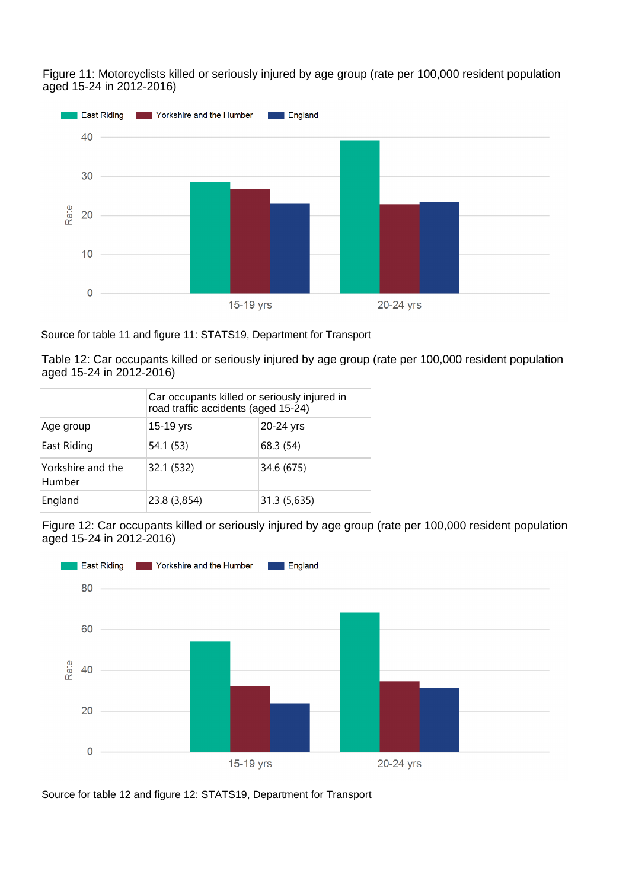Figure 11: Motorcyclists killed or seriously injured by age group (rate per 100,000 resident population aged 15-24 in 2012-2016)

Source for table 11 and figure 11: STATS19, Department for Transport

Table 12: Car occupants killed or seriously injured by age group (rate per 100,000 resident population aged 15-24 in 2012-2016)

| | Car occupants killed or seriously injured in road traffic accidents (aged 15-24) | |
|---|---|---|
| Age group | 15-19 yrs | 20-24 yrs |
| East Riding | 54.1 (53) | 68.3 (54) |
| Yorkshire and the Humber | 32.1 (532) | 34.6 (675) |
| England | 23.8 (3,854) | 31.3 (5,635) |

Figure 12: Car occupants killed or seriously injured by age group (rate per 100,000 resident population aged 15-24 in 2012-2016)

Source for table 12 and figure 12: STATS19, Department for Transport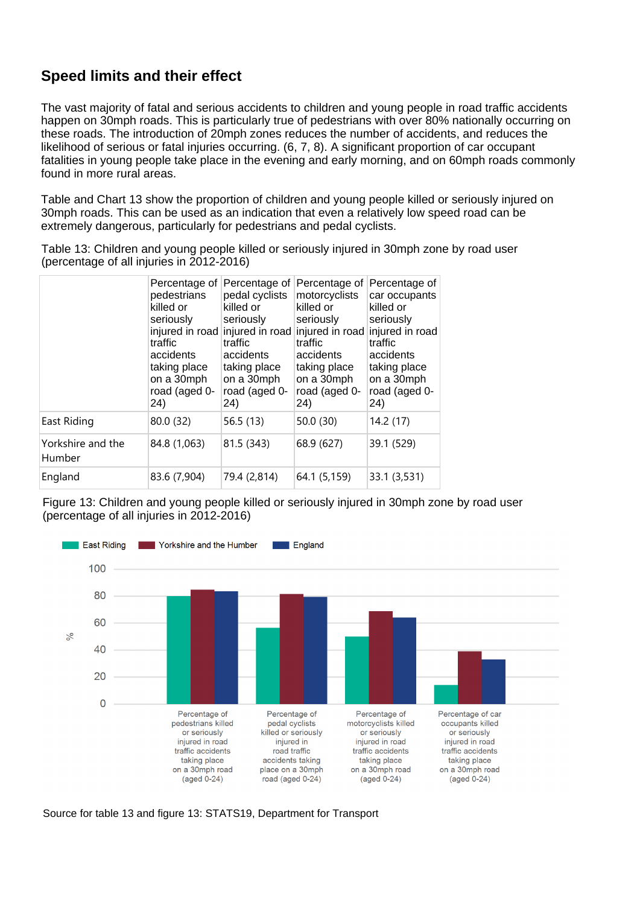## Speed limits and their effect

The vast majority of fatal and serious accidents to children and young people in road traffic accidents happen on 30mph roads. This is particularly true of pedestrians with over 80% nationally occurring on these roads. The introduction of 20mph zones reduces the number of accidents, and reduces the likelihood of serious or fatal injuries occurring. (6, 7, 8). A significant proportion of car occupant fatalities in young people take place in the evening and early morning, and on 60mph roads commonly found in more rural areas.

Table and Chart 13 show the proportion of children and young people killed or seriously injured on 30mph roads. This can be used as an indication that even a relatively low speed road can be extremely dangerous, particularly for pedestrians and pedal cyclists.

Table 13: Children and young people killed or seriously injured in 30mph zone by road user (percentage of all injuries in 2012-2016)

| | Percentage of pedestrians killed or seriously injured in road traffic accidents taking place on a 30mph road (aged 0-24) | Percentage of pedal cyclists killed or seriously injured in road traffic accidents taking place on a 30mph road (aged 0-24) | Percentage of motorcyclists killed or seriously injured in road traffic accidents taking place on a 30mph road (aged 0-24) | Percentage of car occupants killed or seriously injured in road traffic accidents taking place on a 30mph road (aged 0-24) |
|---|---|---|---|---|
| East Riding | 80.0 (32) | 56.5 (13) | 50.0 (30) | 14.2 (17) |
| Yorkshire and the Humber | 84.8 (1,063) | 81.5 (343) | 68.9 (627) | 39.1 (529) |
| England | 83.6 (7,904) | 79.4 (2,814) | 64.1 (5,159) | 33.1 (3,531) |

Figure 13: Children and young people killed or seriously injured in 30mph zone by road user (percentage of all injuries in 2012-2016)

Source for table 13 and figure 13: STATS19, Department for Transport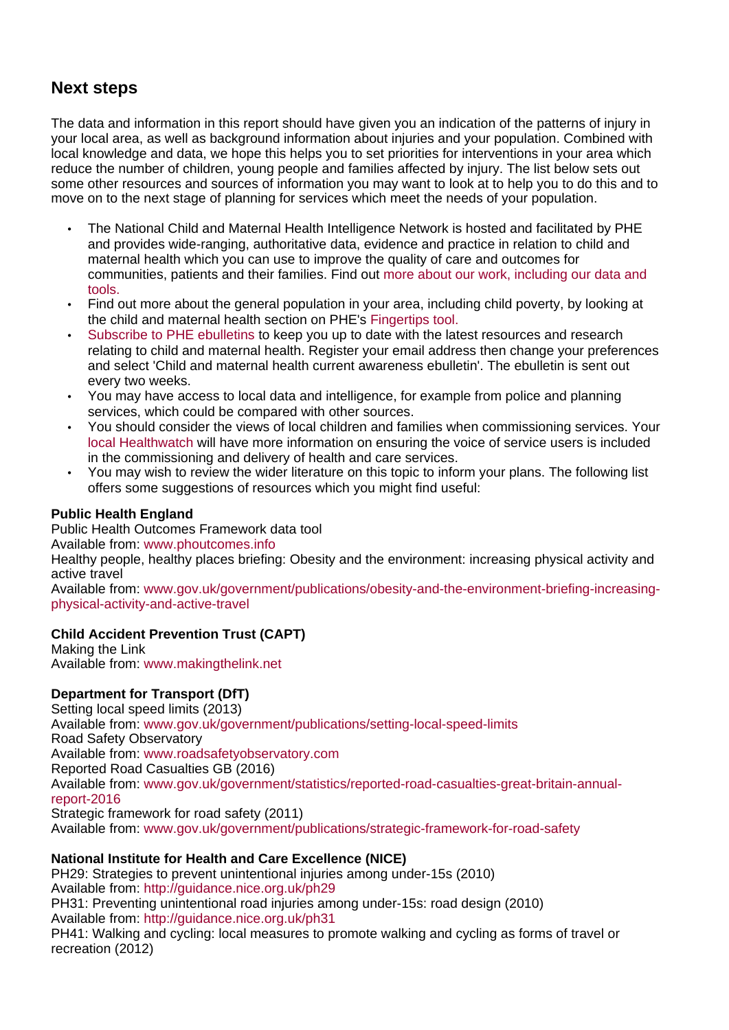## Next steps

The data and information in this report should have given you an indication of the patterns of injury in your local area, as well as background information about injuries and your population. Combined with local knowledge and data, we hope this helps you to set priorities for interventions in your area which reduce the number of children, young people and families affected by injury. The list below sets out some other resources and sources of information you may want to look at to help you to do this and to move on to the next stage of planning for services which meet the needs of your population.

- The National Child and Maternal Health Intelligence Network is hosted and facilitated by PHE and provides wide-ranging, authoritative data, evidence and practice in relation to child and maternal health which you can use to improve the quality of care and outcomes for communities, patients and their families. Find out more about our work, including our data and tools.
- Find out more about the general population in your area, including child poverty, by looking at the child and maternal health section on PHE's Fingertips tool.
- Subscribe to PHE ebulletins to keep you up to date with the latest resources and research relating to child and maternal health. Register your email address then change your preferences and select 'Child and maternal health current awareness ebulletin'. The ebulletin is sent out every two weeks.
- You may have access to local data and intelligence, for example from police and planning services, which could be compared with other sources.
- You should consider the views of local children and families when commissioning services. Your local Healthwatch will have more information on ensuring the voice of service users is included in the commissioning and delivery of health and care services.
- You may wish to review the wider literature on this topic to inform your plans. The following list offers some suggestions of resources which you might find useful:

**Public Health England**
Public Health Outcomes Framework data tool
Available from: www.phoutcomes.info
Healthy people, healthy places briefing: Obesity and the environment: increasing physical activity and active travel
Available from: www.gov.uk/government/publications/obesity-and-the-environment-briefing-increasing-physical-activity-and-active-travel

**Child Accident Prevention Trust (CAPT)**
Making the Link
Available from: www.makingthelink.net

**Department for Transport (DfT)**
Setting local speed limits (2013)
Available from: www.gov.uk/government/publications/setting-local-speed-limits
Road Safety Observatory
Available from: www.roadsafetyobservatory.com
Reported Road Casualties GB (2016)
Available from: www.gov.uk/government/statistics/reported-road-casualties-great-britain-annual-report-2016
Strategic framework for road safety (2011)
Available from: www.gov.uk/government/publications/strategic-framework-for-road-safety

**National Institute for Health and Care Excellence (NICE)**
PH29: Strategies to prevent unintentional injuries among under-15s (2010)
Available from: http://guidance.nice.org.uk/ph29
PH31: Preventing unintentional road injuries among under-15s: road design (2010)
Available from: http://guidance.nice.org.uk/ph31
PH41: Walking and cycling: local measures to promote walking and cycling as forms of travel or recreation (2012)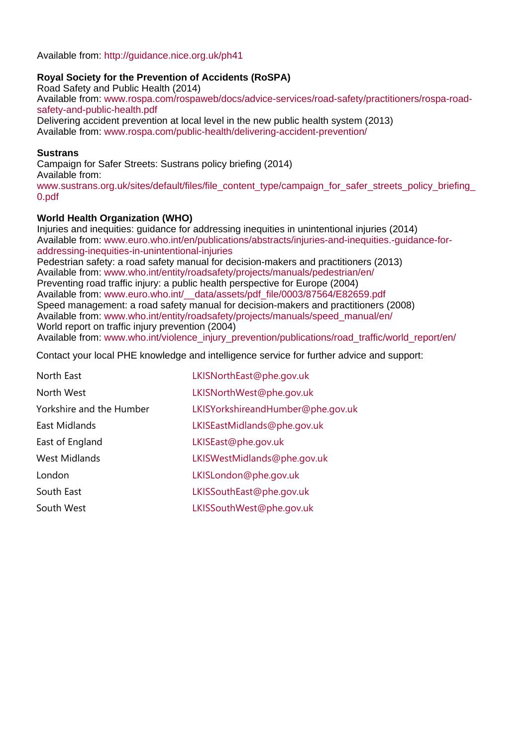Available from: http://guidance.nice.org.uk/ph41

**Royal Society for the Prevention of Accidents (RoSPA)**
Road Safety and Public Health (2014)
Available from: www.rospa.com/rospaweb/docs/advice-services/road-safety/practitioners/rospa-road-safety-and-public-health.pdf
Delivering accident prevention at local level in the new public health system (2013)
Available from: www.rospa.com/public-health/delivering-accident-prevention/

**Sustrans**
Campaign for Safer Streets: Sustrans policy briefing (2014)
Available from:
www.sustrans.org.uk/sites/default/files/file_content_type/campaign_for_safer_streets_policy_briefing_0.pdf

**World Health Organization (WHO)**
Injuries and inequities: guidance for addressing inequities in unintentional injuries (2014)
Available from: www.euro.who.int/en/publications/abstracts/injuries-and-inequities.-guidance-for-addressing-inequities-in-unintentional-injuries
Pedestrian safety: a road safety manual for decision-makers and practitioners (2013)
Available from: www.who.int/entity/roadsafety/projects/manuals/pedestrian/en/
Preventing road traffic injury: a public health perspective for Europe (2004)
Available from: www.euro.who.int/__data/assets/pdf_file/0003/87564/E82659.pdf
Speed management: a road safety manual for decision-makers and practitioners (2008)
Available from: www.who.int/entity/roadsafety/projects/manuals/speed_manual/en/
World report on traffic injury prevention (2004)
Available from: www.who.int/violence_injury_prevention/publications/road_traffic/world_report/en/

Contact your local PHE knowledge and intelligence service for further advice and support:

| | |
|---|---|
| North East | LKISNorthEast@phe.gov.uk |
| North West | LKISNorthWest@phe.gov.uk |
| Yorkshire and the Humber | LKISYorkshireandHumber@phe.gov.uk |
| East Midlands | LKISEastMidlands@phe.gov.uk |
| East of England | LKISEast@phe.gov.uk |
| West Midlands | LKISWestMidlands@phe.gov.uk |
| London | LKISLondon@phe.gov.uk |
| South East | LKISSouthEast@phe.gov.uk |
| South West | LKISSouthWest@phe.gov.uk |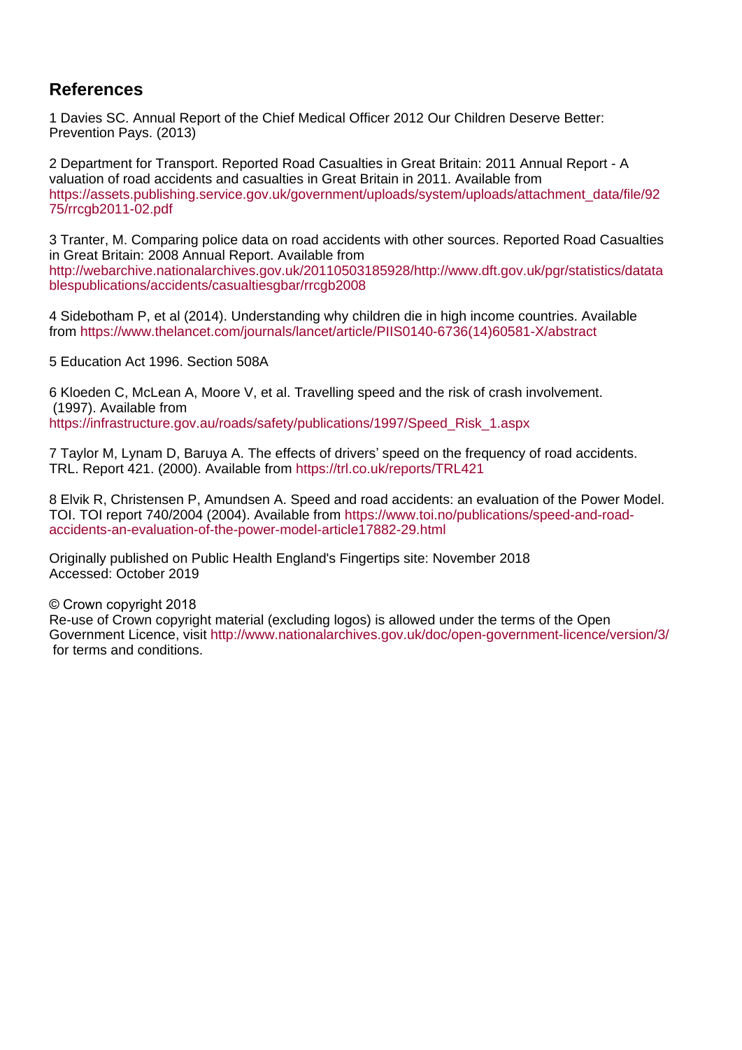## References

1 Davies SC. Annual Report of the Chief Medical Officer 2012 Our Children Deserve Better: Prevention Pays. (2013)

2 Department for Transport. Reported Road Casualties in Great Britain: 2011 Annual Report - A valuation of road accidents and casualties in Great Britain in 2011. Available from https://assets.publishing.service.gov.uk/government/uploads/system/uploads/attachment_data/file/9275/rrcgb2011-02.pdf

3 Tranter, M. Comparing police data on road accidents with other sources. Reported Road Casualties in Great Britain: 2008 Annual Report. Available from http://webarchive.nationalarchives.gov.uk/20110503185928/http://www.dft.gov.uk/pgr/statistics/datatablespublications/accidents/casualtiesgbar/rrcgb2008

4 Sidebotham P, et al (2014). Understanding why children die in high income countries. Available from https://www.thelancet.com/journals/lancet/article/PIIS0140-6736(14)60581-X/abstract

5 Education Act 1996. Section 508A

6 Kloeden C, McLean A, Moore V, et al. Travelling speed and the risk of crash involvement. (1997). Available from https://infrastructure.gov.au/roads/safety/publications/1997/Speed_Risk_1.aspx

7 Taylor M, Lynam D, Baruya A. The effects of drivers' speed on the frequency of road accidents. TRL. Report 421. (2000). Available from https://trl.co.uk/reports/TRL421

8 Elvik R, Christensen P, Amundsen A. Speed and road accidents: an evaluation of the Power Model. TOI. TOI report 740/2004 (2004). Available from https://www.toi.no/publications/speed-and-road-accidents-an-evaluation-of-the-power-model-article17882-29.html

Originally published on Public Health England's Fingertips site: November 2018
Accessed: October 2019

© Crown copyright 2018
Re-use of Crown copyright material (excluding logos) is allowed under the terms of the Open Government Licence, visit http://www.nationalarchives.gov.uk/doc/open-government-licence/version/3/ for terms and conditions.